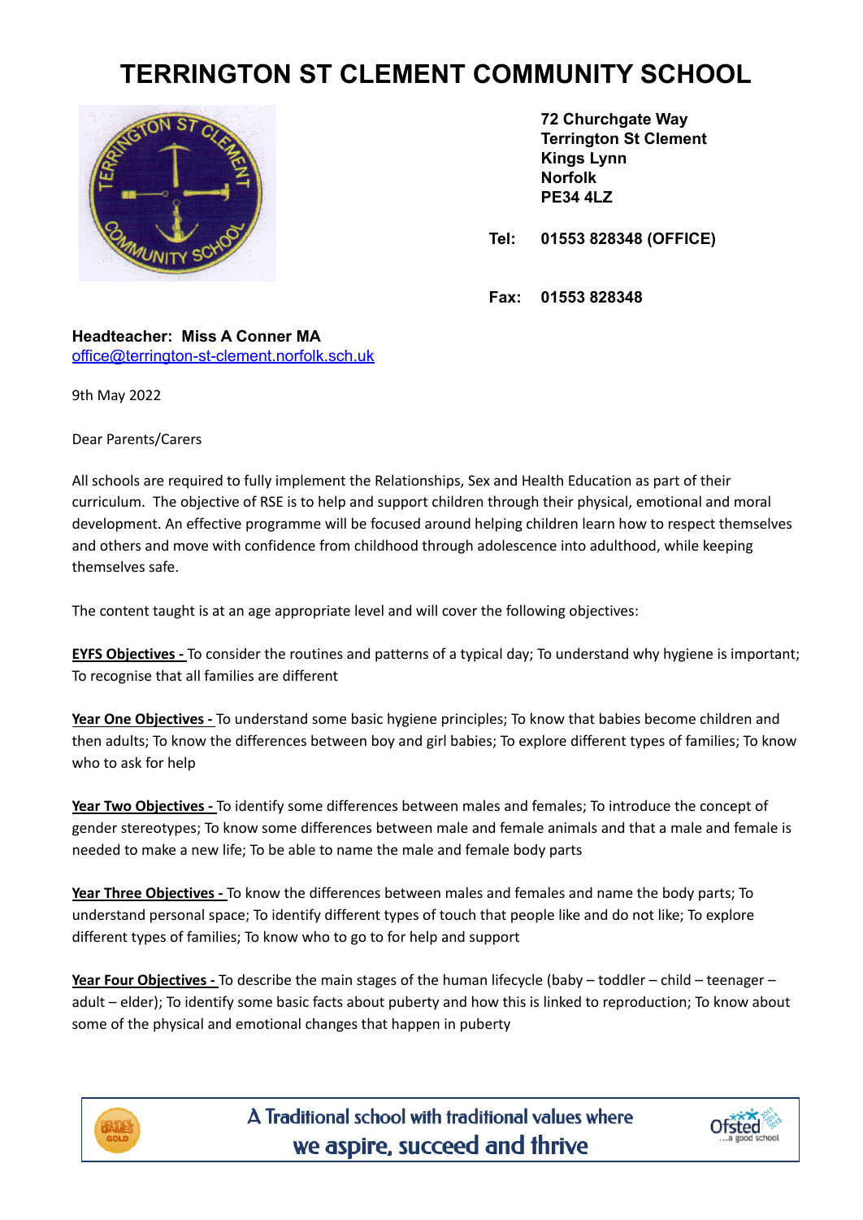# TERRINGTON ST CLEMENT COMMUNITY SCHOOL

**72 Churchgate Way**
**Terrington St Clement**
**Kings Lynn**
**Norfolk**
**PE34 4LZ**

**Tel: 01553 828348 (OFFICE)**

**Fax: 01553 828348**

**Headteacher: Miss A Conner MA**
office@terrington-st-clement.norfolk.sch.uk

9th May 2022

Dear Parents/Carers

All schools are required to fully implement the Relationships, Sex and Health Education as part of their curriculum. The objective of RSE is to help and support children through their physical, emotional and moral development. An effective programme will be focused around helping children learn how to respect themselves and others and move with confidence from childhood through adolescence into adulthood, while keeping themselves safe.

The content taught is at an age appropriate level and will cover the following objectives:

**EYFS Objectives -** To consider the routines and patterns of a typical day; To understand why hygiene is important; To recognise that all families are different

**Year One Objectives -** To understand some basic hygiene principles; To know that babies become children and then adults; To know the differences between boy and girl babies; To explore different types of families; To know who to ask for help

**Year Two Objectives -** To identify some differences between males and females; To introduce the concept of gender stereotypes; To know some differences between male and female animals and that a male and female is needed to make a new life; To be able to name the male and female body parts

**Year Three Objectives -** To know the differences between males and females and name the body parts; To understand personal space; To identify different types of touch that people like and do not like; To explore different types of families; To know who to go to for help and support

**Year Four Objectives -** To describe the main stages of the human lifecycle (baby – toddler – child – teenager – adult – elder); To identify some basic facts about puberty and how this is linked to reproduction; To know about some of the physical and emotional changes that happen in puberty

A Traditional school with traditional values where we aspire, succeed and thrive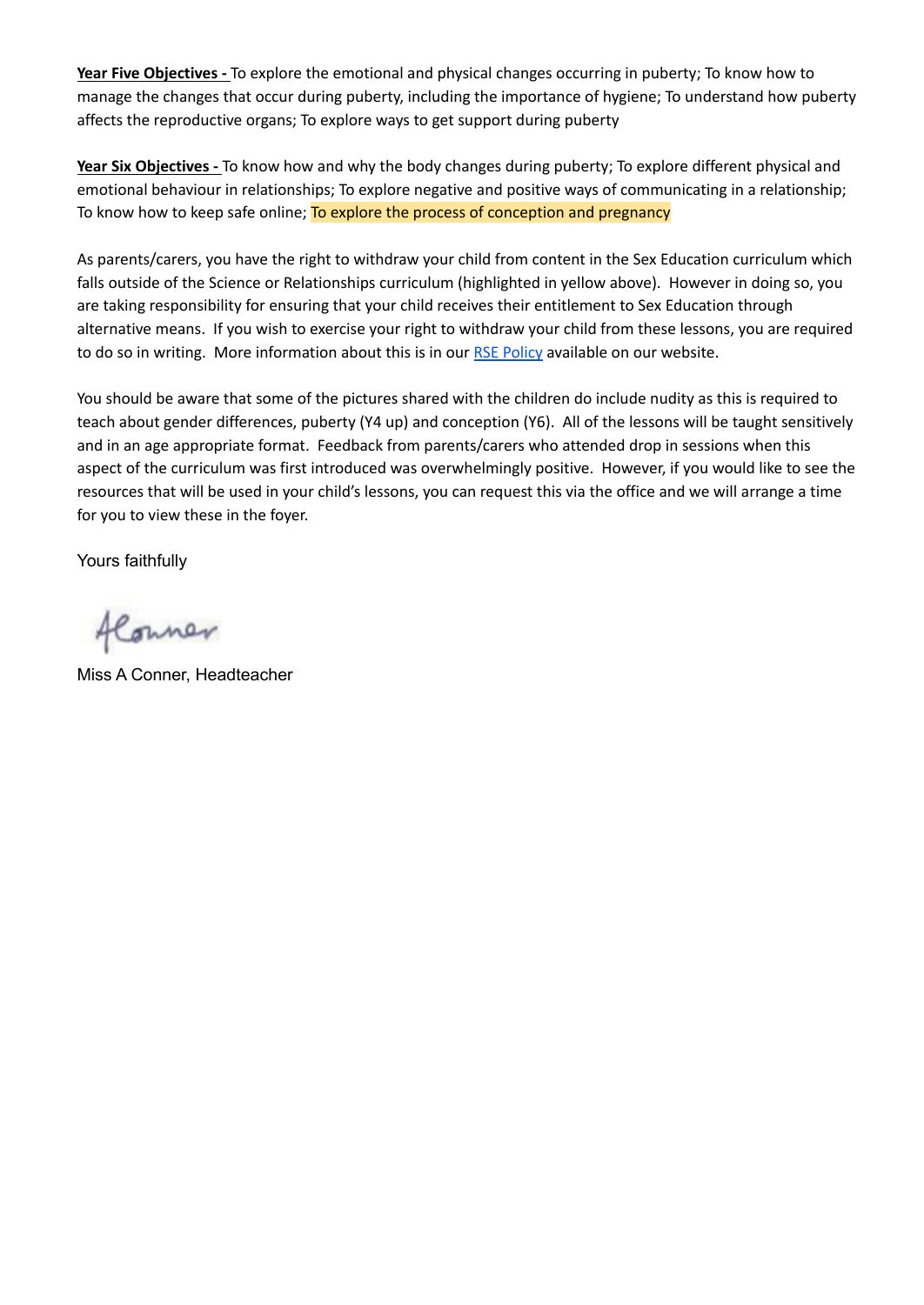**Year Five Objectives -** To explore the emotional and physical changes occurring in puberty; To know how to manage the changes that occur during puberty, including the importance of hygiene; To understand how puberty affects the reproductive organs; To explore ways to get support during puberty

**Year Six Objectives -** To know how and why the body changes during puberty; To explore different physical and emotional behaviour in relationships; To explore negative and positive ways of communicating in a relationship; To know how to keep safe online; To explore the process of conception and pregnancy

As parents/carers, you have the right to withdraw your child from content in the Sex Education curriculum which falls outside of the Science or Relationships curriculum (highlighted in yellow above). However in doing so, you are taking responsibility for ensuring that your child receives their entitlement to Sex Education through alternative means. If you wish to exercise your right to withdraw your child from these lessons, you are required to do so in writing. More information about this is in our RSE Policy available on our website.

You should be aware that some of the pictures shared with the children do include nudity as this is required to teach about gender differences, puberty (Y4 up) and conception (Y6). All of the lessons will be taught sensitively and in an age appropriate format. Feedback from parents/carers who attended drop in sessions when this aspect of the curriculum was first introduced was overwhelmingly positive. However, if you would like to see the resources that will be used in your child's lessons, you can request this via the office and we will arrange a time for you to view these in the foyer.

Yours faithfully

AConner

Miss A Conner, Headteacher